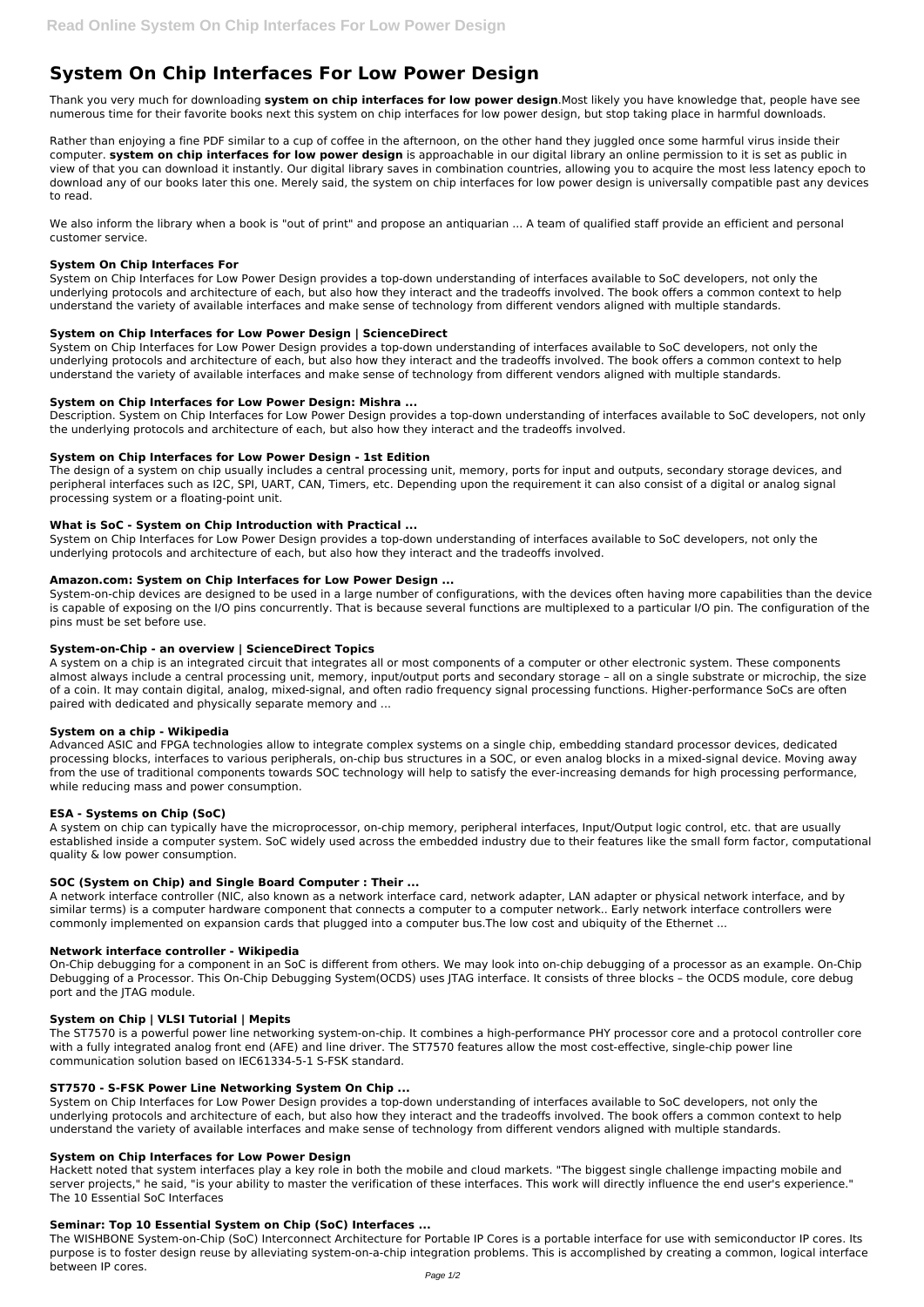# System On Chip Interfaces For Low Power Design

Thank you very much for downloading **system on chip interfaces for low power design**.Most likely you have knowledge that, people have see numerous time for their favorite books next this system on chip interfaces for low power design, but stop taking place in harmful downloads.

Rather than enjoying a fine PDF similar to a cup of coffee in the afternoon, on the other hand they juggled once some harmful virus inside their computer. **system on chip interfaces for low power design** is approachable in our digital library an online permission to it is set as public in view of that you can download it instantly. Our digital library saves in combination countries, allowing you to acquire the most less latency epoch to download any of our books later this one. Merely said, the system on chip interfaces for low power design is universally compatible past any devices to read.

We also inform the library when a book is "out of print" and propose an antiquarian ... A team of qualified staff provide an efficient and personal customer service.

### System On Chip Interfaces For

System on Chip Interfaces for Low Power Design provides a top-down understanding of interfaces available to SoC developers, not only the underlying protocols and architecture of each, but also how they interact and the tradeoffs involved. The book offers a common context to help understand the variety of available interfaces and make sense of technology from different vendors aligned with multiple standards.

### System on Chip Interfaces for Low Power Design | ScienceDirect

System on Chip Interfaces for Low Power Design provides a top-down understanding of interfaces available to SoC developers, not only the underlying protocols and architecture of each, but also how they interact and the tradeoffs involved. The book offers a common context to help understand the variety of available interfaces and make sense of technology from different vendors aligned with multiple standards.

### System on Chip Interfaces for Low Power Design: Mishra ...

Description. System on Chip Interfaces for Low Power Design provides a top-down understanding of interfaces available to SoC developers, not only the underlying protocols and architecture of each, but also how they interact and the tradeoffs involved.

### System on Chip Interfaces for Low Power Design - 1st Edition

The design of a system on chip usually includes a central processing unit, memory, ports for input and outputs, secondary storage devices, and peripheral interfaces such as I2C, SPI, UART, CAN, Timers, etc. Depending upon the requirement it can also consist of a digital or analog signal processing system or a floating-point unit.

### What is SoC - System on Chip Introduction with Practical ...

System on Chip Interfaces for Low Power Design provides a top-down understanding of interfaces available to SoC developers, not only the underlying protocols and architecture of each, but also how they interact and the tradeoffs involved.

### Amazon.com: System on Chip Interfaces for Low Power Design ...

System-on-chip devices are designed to be used in a large number of configurations, with the devices often having more capabilities than the device is capable of exposing on the I/O pins concurrently. That is because several functions are multiplexed to a particular I/O pin. The configuration of the pins must be set before use.

### System-on-Chip - an overview | ScienceDirect Topics

A system on a chip is an integrated circuit that integrates all or most components of a computer or other electronic system. These components almost always include a central processing unit, memory, input/output ports and secondary storage – all on a single substrate or microchip, the size of a coin. It may contain digital, analog, mixed-signal, and often radio frequency signal processing functions. Higher-performance SoCs are often paired with dedicated and physically separate memory and ...

### System on a chip - Wikipedia

Advanced ASIC and FPGA technologies allow to integrate complex systems on a single chip, embedding standard processor devices, dedicated processing blocks, interfaces to various peripherals, on-chip bus structures in a SOC, or even analog blocks in a mixed-signal device. Moving away from the use of traditional components towards SOC technology will help to satisfy the ever-increasing demands for high processing performance, while reducing mass and power consumption.

### ESA - Systems on Chip (SoC)

A system on chip can typically have the microprocessor, on-chip memory, peripheral interfaces, Input/Output logic control, etc. that are usually established inside a computer system. SoC widely used across the embedded industry due to their features like the small form factor, computational quality & low power consumption.

### SOC (System on Chip) and Single Board Computer : Their ...

A network interface controller (NIC, also known as a network interface card, network adapter, LAN adapter or physical network interface, and by similar terms) is a computer hardware component that connects a computer to a computer network.. Early network interface controllers were commonly implemented on expansion cards that plugged into a computer bus.The low cost and ubiquity of the Ethernet ...

### Network interface controller - Wikipedia

On-Chip debugging for a component in an SoC is different from others. We may look into on-chip debugging of a processor as an example. On-Chip Debugging of a Processor. This On-Chip Debugging System(OCDS) uses JTAG interface. It consists of three blocks – the OCDS module, core debug port and the JTAG module.

### System on Chip | VLSI Tutorial | Mepits

The ST7570 is a powerful power line networking system-on-chip. It combines a high-performance PHY processor core and a protocol controller core with a fully integrated analog front end (AFE) and line driver. The ST7570 features allow the most cost-effective, single-chip power line communication solution based on IEC61334-5-1 S-FSK standard.

### ST7570 - S-FSK Power Line Networking System On Chip ...

System on Chip Interfaces for Low Power Design provides a top-down understanding of interfaces available to SoC developers, not only the underlying protocols and architecture of each, but also how they interact and the tradeoffs involved. The book offers a common context to help understand the variety of available interfaces and make sense of technology from different vendors aligned with multiple standards.

### System on Chip Interfaces for Low Power Design

Hackett noted that system interfaces play a key role in both the mobile and cloud markets. "The biggest single challenge impacting mobile and server projects," he said, "is your ability to master the verification of these interfaces. This work will directly influence the end user's experience." The 10 Essential SoC Interfaces

### Seminar: Top 10 Essential System on Chip (SoC) Interfaces ...

The WISHBONE System-on-Chip (SoC) Interconnect Architecture for Portable IP Cores is a portable interface for use with semiconductor IP cores. Its purpose is to foster design reuse by alleviating system-on-a-chip integration problems. This is accomplished by creating a common, logical interface between IP cores.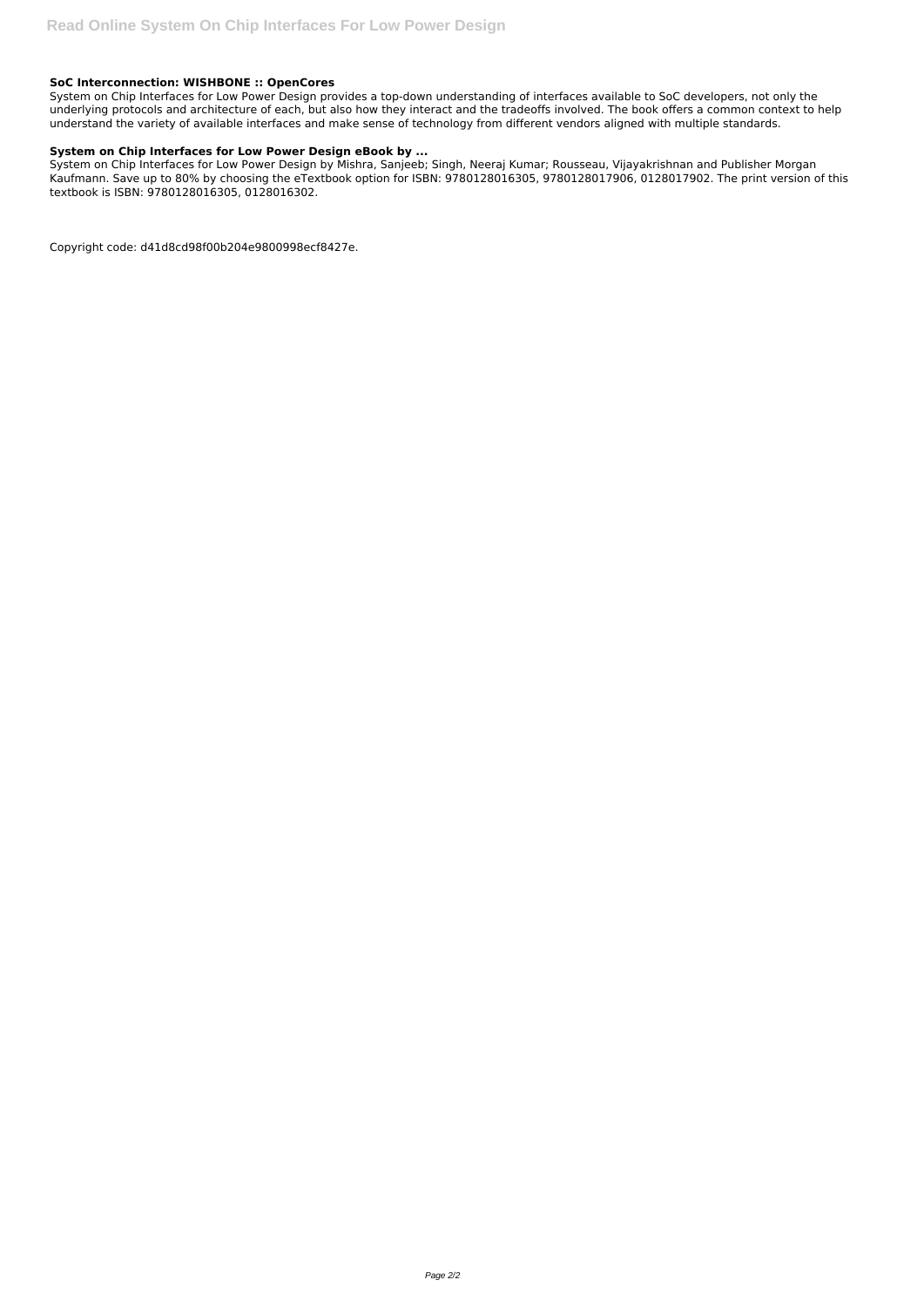### SoC Interconnection: WISHBONE :: OpenCores

System on Chip Interfaces for Low Power Design provides a top-down understanding of interfaces available to SoC developers, not only the underlying protocols and architecture of each, but also how they interact and the tradeoffs involved. The book offers a common context to help understand the variety of available interfaces and make sense of technology from different vendors aligned with multiple standards.

### System on Chip Interfaces for Low Power Design eBook by ...

System on Chip Interfaces for Low Power Design by Mishra, Sanjeeb; Singh, Neeraj Kumar; Rousseau, Vijayakrishnan and Publisher Morgan Kaufmann. Save up to 80% by choosing the eTextbook option for ISBN: 9780128016305, 9780128017906, 0128017902. The print version of this textbook is ISBN: 9780128016305, 0128016302.

Copyright code: d41d8cd98f00b204e9800998ecf8427e.